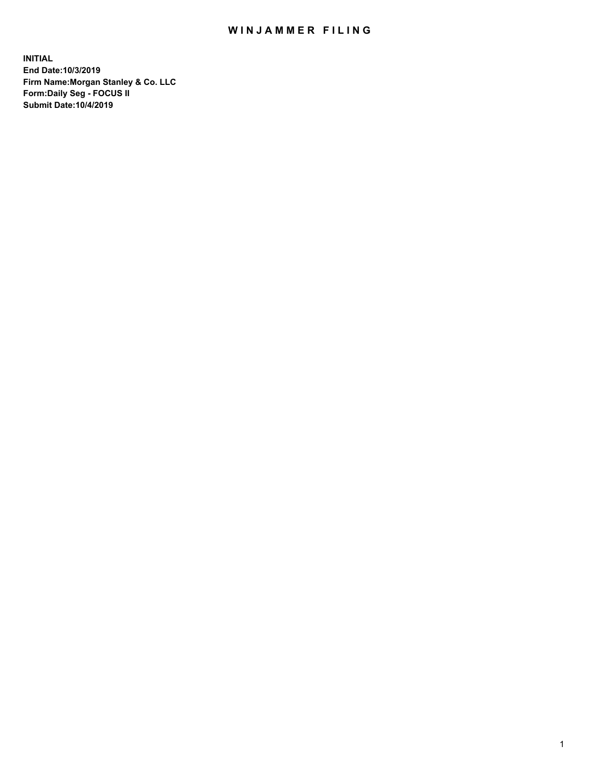# WINJAMMER FILING

**INITIAL**
**End Date:10/3/2019**
**Firm Name:Morgan Stanley & Co. LLC**
**Form:Daily Seg - FOCUS II**
**Submit Date:10/4/2019**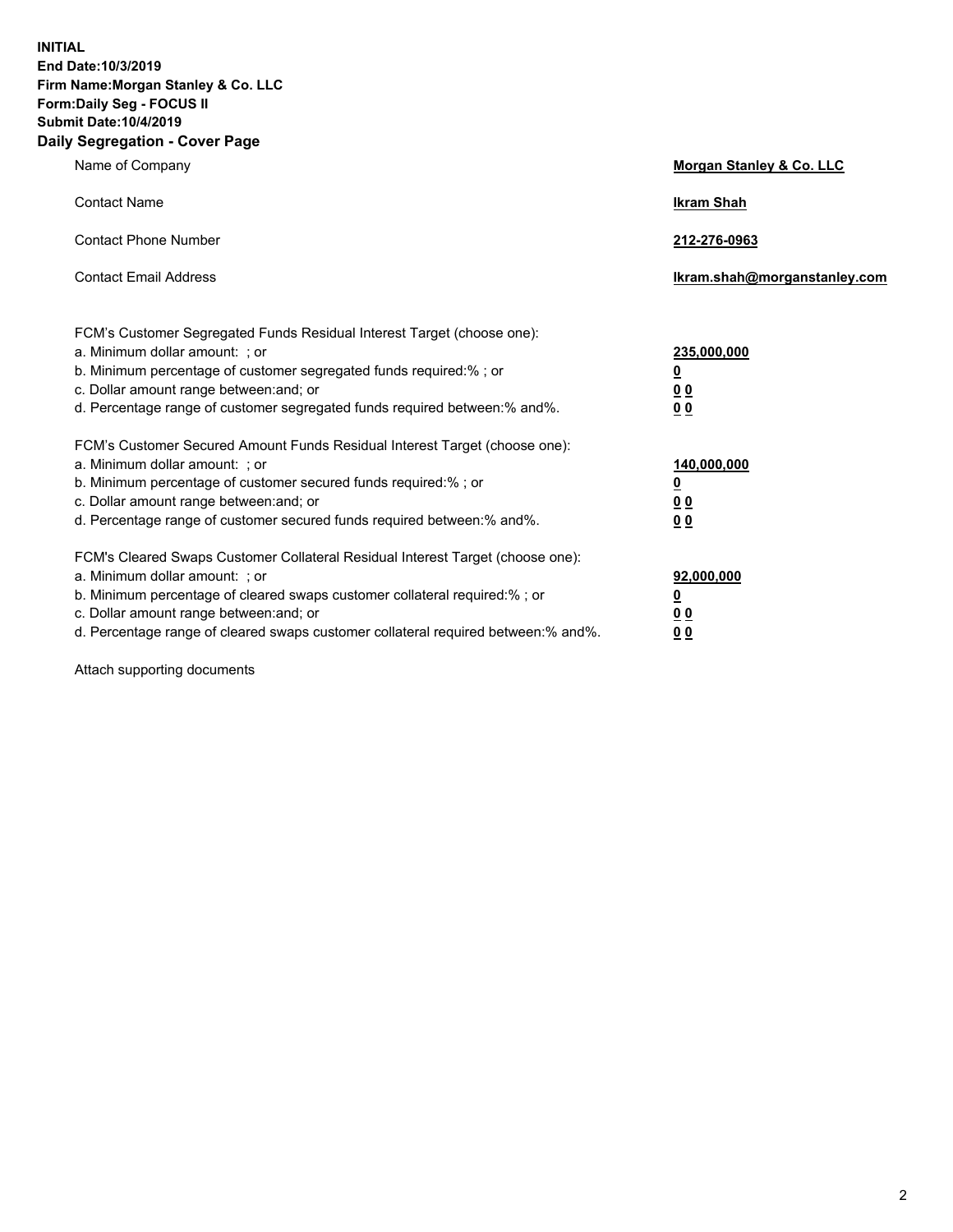**INITIAL**
**End Date:10/3/2019**
**Firm Name:Morgan Stanley & Co. LLC**
**Form:Daily Seg - FOCUS II**
**Submit Date:10/4/2019**
**Daily Segregation - Cover Page**

| | |
|---|---|
| Name of Company | **Morgan Stanley & Co. LLC** |
| Contact Name | **Ikram Shah** |
| Contact Phone Number | **212-276-0963** |
| Contact Email Address | **Ikram.shah@morganstanley.com** |

FCM's Customer Segregated Funds Residual Interest Target (choose one):

| | |
|---|---|
| a. Minimum dollar amount: ; or | **235,000,000** |
| b. Minimum percentage of customer segregated funds required:% ; or | **0** |
| c. Dollar amount range between:and; or | **0 0** |
| d. Percentage range of customer segregated funds required between:% and%. | **0 0** |

FCM's Customer Secured Amount Funds Residual Interest Target (choose one):

| | |
|---|---|
| a. Minimum dollar amount: ; or | **140,000,000** |
| b. Minimum percentage of customer secured funds required:% ; or | **0** |
| c. Dollar amount range between:and; or | **0 0** |
| d. Percentage range of customer secured funds required between:% and%. | **0 0** |

FCM's Cleared Swaps Customer Collateral Residual Interest Target (choose one):

| | |
|---|---|
| a. Minimum dollar amount: ; or | **92,000,000** |
| b. Minimum percentage of cleared swaps customer collateral required:% ; or | **0** |
| c. Dollar amount range between:and; or | **0 0** |
| d. Percentage range of cleared swaps customer collateral required between:% and%. | **0 0** |

Attach supporting documents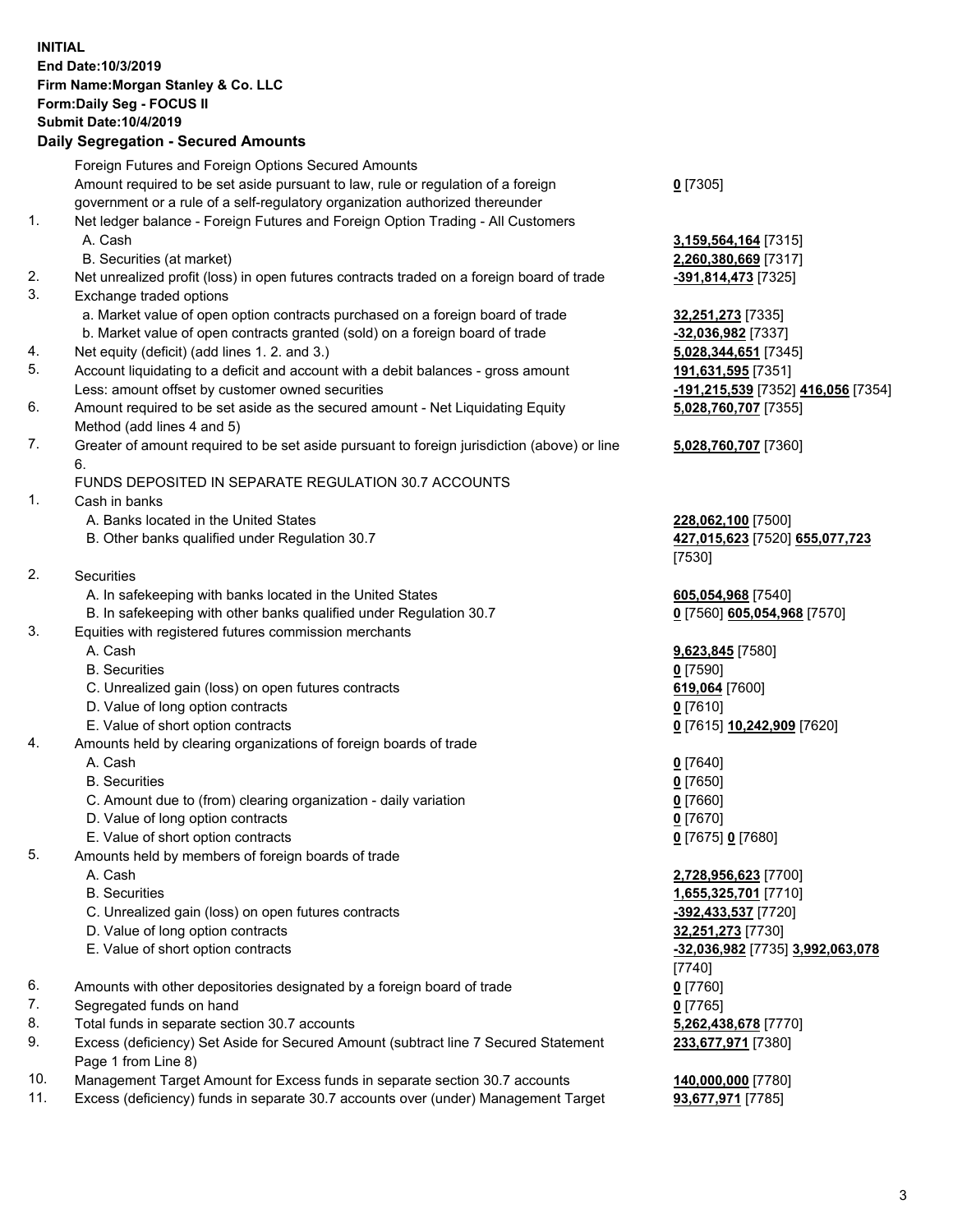**INITIAL**
**End Date:10/3/2019**
**Firm Name:Morgan Stanley & Co. LLC**
**Form:Daily Seg - FOCUS II**
**Submit Date:10/4/2019**

## Daily Segregation - Secured Amounts

| | | |
|---|---|---|
| | Foreign Futures and Foreign Options Secured Amounts | |
| | Amount required to be set aside pursuant to law, rule or regulation of a foreign government or a rule of a self-regulatory organization authorized thereunder | **0** [7305] |
| 1. | Net ledger balance - Foreign Futures and Foreign Option Trading - All Customers | |
| | A. Cash | **3,159,564,164** [7315] |
| | B. Securities (at market) | **2,260,380,669** [7317] |
| 2. | Net unrealized profit (loss) in open futures contracts traded on a foreign board of trade | **-391,814,473** [7325] |
| 3. | Exchange traded options | |
| | a. Market value of open option contracts purchased on a foreign board of trade | **32,251,273** [7335] |
| | b. Market value of open contracts granted (sold) on a foreign board of trade | **-32,036,982** [7337] |
| 4. | Net equity (deficit) (add lines 1. 2. and 3.) | **5,028,344,651** [7345] |
| 5. | Account liquidating to a deficit and account with a debit balances - gross amount | **191,631,595** [7351] |
| | Less: amount offset by customer owned securities | **-191,215,539** [7352] **416,056** [7354] |
| 6. | Amount required to be set aside as the secured amount - Net Liquidating Equity Method (add lines 4 and 5) | **5,028,760,707** [7355] |
| 7. | Greater of amount required to be set aside pursuant to foreign jurisdiction (above) or line 6. | **5,028,760,707** [7360] |
| | FUNDS DEPOSITED IN SEPARATE REGULATION 30.7 ACCOUNTS | |
| 1. | Cash in banks | |
| | A. Banks located in the United States | **228,062,100** [7500] |
| | B. Other banks qualified under Regulation 30.7 | **427,015,623** [7520] **655,077,723** [7530] |
| 2. | Securities | |
| | A. In safekeeping with banks located in the United States | **605,054,968** [7540] |
| | B. In safekeeping with other banks qualified under Regulation 30.7 | **0** [7560] **605,054,968** [7570] |
| 3. | Equities with registered futures commission merchants | |
| | A. Cash | **9,623,845** [7580] |
| | B. Securities | **0** [7590] |
| | C. Unrealized gain (loss) on open futures contracts | **619,064** [7600] |
| | D. Value of long option contracts | **0** [7610] |
| | E. Value of short option contracts | **0** [7615] **10,242,909** [7620] |
| 4. | Amounts held by clearing organizations of foreign boards of trade | |
| | A. Cash | **0** [7640] |
| | B. Securities | **0** [7650] |
| | C. Amount due to (from) clearing organization - daily variation | **0** [7660] |
| | D. Value of long option contracts | **0** [7670] |
| | E. Value of short option contracts | **0** [7675] **0** [7680] |
| 5. | Amounts held by members of foreign boards of trade | |
| | A. Cash | **2,728,956,623** [7700] |
| | B. Securities | **1,655,325,701** [7710] |
| | C. Unrealized gain (loss) on open futures contracts | **-392,433,537** [7720] |
| | D. Value of long option contracts | **32,251,273** [7730] |
| | E. Value of short option contracts | **-32,036,982** [7735] **3,992,063,078** [7740] |
| 6. | Amounts with other depositories designated by a foreign board of trade | **0** [7760] |
| 7. | Segregated funds on hand | **0** [7765] |
| 8. | Total funds in separate section 30.7 accounts | **5,262,438,678** [7770] |
| 9. | Excess (deficiency) Set Aside for Secured Amount (subtract line 7 Secured Statement Page 1 from Line 8) | **233,677,971** [7380] |
| 10. | Management Target Amount for Excess funds in separate section 30.7 accounts | **140,000,000** [7780] |
| 11. | Excess (deficiency) funds in separate 30.7 accounts over (under) Management Target | **93,677,971** [7785] |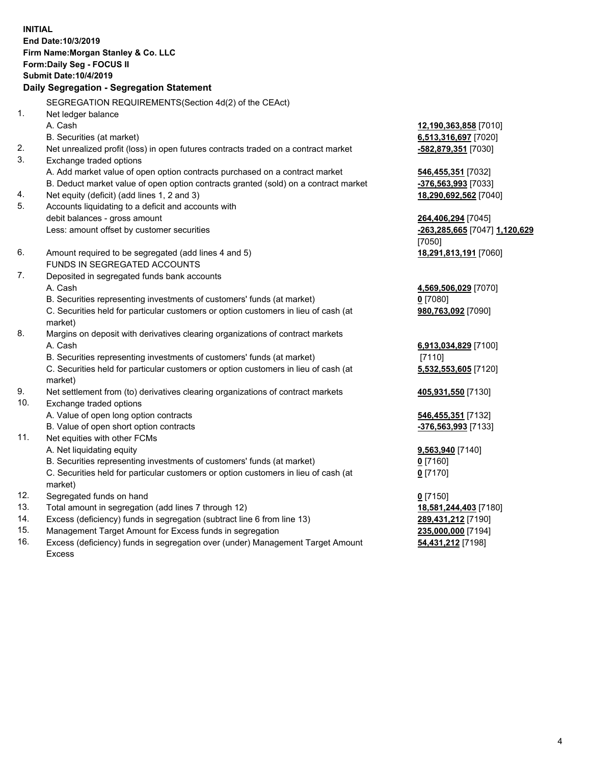**INITIAL**
**End Date:10/3/2019**
**Firm Name:Morgan Stanley & Co. LLC**
**Form:Daily Seg - FOCUS II**
**Submit Date:10/4/2019**

**Daily Segregation - Segregation Statement**

SEGREGATION REQUIREMENTS(Section 4d(2) of the CEAct)

| | | |
|---|---|---|
| 1. | Net ledger balance | |
| | A. Cash | **12,190,363,858** [7010] |
| | B. Securities (at market) | **6,513,316,697** [7020] |
| 2. | Net unrealized profit (loss) in open futures contracts traded on a contract market | **-582,879,351** [7030] |
| 3. | Exchange traded options | |
| | A. Add market value of open option contracts purchased on a contract market | **546,455,351** [7032] |
| | B. Deduct market value of open option contracts granted (sold) on a contract market | **-376,563,993** [7033] |
| 4. | Net equity (deficit) (add lines 1, 2 and 3) | **18,290,692,562** [7040] |
| 5. | Accounts liquidating to a deficit and accounts with debit balances - gross amount | **264,406,294** [7045] |
| | Less: amount offset by customer securities | **-263,285,665** [7047] **1,120,629** [7050] |
| 6. | Amount required to be segregated (add lines 4 and 5) | **18,291,813,191** [7060] |
| | FUNDS IN SEGREGATED ACCOUNTS | |
| 7. | Deposited in segregated funds bank accounts | |
| | A. Cash | **4,569,506,029** [7070] |
| | B. Securities representing investments of customers' funds (at market) | **0** [7080] |
| | C. Securities held for particular customers or option customers in lieu of cash (at market) | **980,763,092** [7090] |
| 8. | Margins on deposit with derivatives clearing organizations of contract markets | |
| | A. Cash | **6,913,034,829** [7100] |
| | B. Securities representing investments of customers' funds (at market) | [7110] |
| | C. Securities held for particular customers or option customers in lieu of cash (at market) | **5,532,553,605** [7120] |
| 9. | Net settlement from (to) derivatives clearing organizations of contract markets | **405,931,550** [7130] |
| 10. | Exchange traded options | |
| | A. Value of open long option contracts | **546,455,351** [7132] |
| | B. Value of open short option contracts | **-376,563,993** [7133] |
| 11. | Net equities with other FCMs | |
| | A. Net liquidating equity | **9,563,940** [7140] |
| | B. Securities representing investments of customers' funds (at market) | **0** [7160] |
| | C. Securities held for particular customers or option customers in lieu of cash (at market) | **0** [7170] |
| 12. | Segregated funds on hand | **0** [7150] |
| 13. | Total amount in segregation (add lines 7 through 12) | **18,581,244,403** [7180] |
| 14. | Excess (deficiency) funds in segregation (subtract line 6 from line 13) | **289,431,212** [7190] |
| 15. | Management Target Amount for Excess funds in segregation | **235,000,000** [7194] |
| 16. | Excess (deficiency) funds in segregation over (under) Management Target Amount Excess | **54,431,212** [7198] |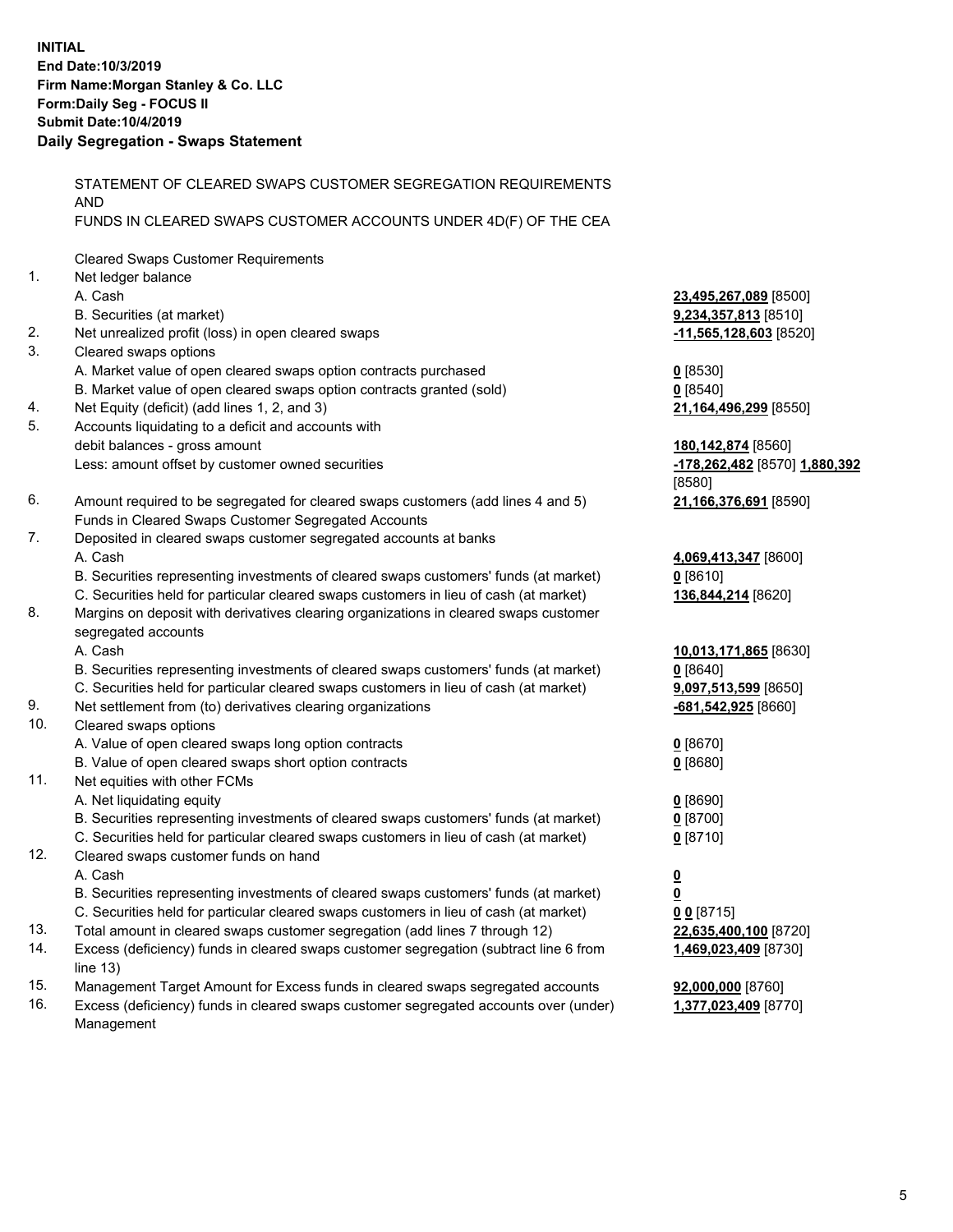**INITIAL**
**End Date:10/3/2019**
**Firm Name:Morgan Stanley & Co. LLC**
**Form:Daily Seg - FOCUS II**
**Submit Date:10/4/2019**
**Daily Segregation - Swaps Statement**

STATEMENT OF CLEARED SWAPS CUSTOMER SEGREGATION REQUIREMENTS AND FUNDS IN CLEARED SWAPS CUSTOMER ACCOUNTS UNDER 4D(F) OF THE CEA

| | | |
|---|---|---|
| | Cleared Swaps Customer Requirements | |
| 1. | Net ledger balance | |
| | A. Cash | **23,495,267,089** [8500] |
| | B. Securities (at market) | **9,234,357,813** [8510] |
| 2. | Net unrealized profit (loss) in open cleared swaps | **-11,565,128,603** [8520] |
| 3. | Cleared swaps options | |
| | A. Market value of open cleared swaps option contracts purchased | **0** [8530] |
| | B. Market value of open cleared swaps option contracts granted (sold) | **0** [8540] |
| 4. | Net Equity (deficit) (add lines 1, 2, and 3) | **21,164,496,299** [8550] |
| 5. | Accounts liquidating to a deficit and accounts with debit balances - gross amount | **180,142,874** [8560] |
| | Less: amount offset by customer owned securities | **-178,262,482** [8570] **1,880,392** [8580] |
| 6. | Amount required to be segregated for cleared swaps customers (add lines 4 and 5) | **21,166,376,691** [8590] |
| | Funds in Cleared Swaps Customer Segregated Accounts | |
| 7. | Deposited in cleared swaps customer segregated accounts at banks | |
| | A. Cash | **4,069,413,347** [8600] |
| | B. Securities representing investments of cleared swaps customers' funds (at market) | **0** [8610] |
| | C. Securities held for particular cleared swaps customers in lieu of cash (at market) | **136,844,214** [8620] |
| 8. | Margins on deposit with derivatives clearing organizations in cleared swaps customer segregated accounts | |
| | A. Cash | **10,013,171,865** [8630] |
| | B. Securities representing investments of cleared swaps customers' funds (at market) | **0** [8640] |
| | C. Securities held for particular cleared swaps customers in lieu of cash (at market) | **9,097,513,599** [8650] |
| 9. | Net settlement from (to) derivatives clearing organizations | **-681,542,925** [8660] |
| 10. | Cleared swaps options | |
| | A. Value of open cleared swaps long option contracts | **0** [8670] |
| | B. Value of open cleared swaps short option contracts | **0** [8680] |
| 11. | Net equities with other FCMs | |
| | A. Net liquidating equity | **0** [8690] |
| | B. Securities representing investments of cleared swaps customers' funds (at market) | **0** [8700] |
| | C. Securities held for particular cleared swaps customers in lieu of cash (at market) | **0** [8710] |
| 12. | Cleared swaps customer funds on hand | |
| | A. Cash | **0** |
| | B. Securities representing investments of cleared swaps customers' funds (at market) | **0** |
| | C. Securities held for particular cleared swaps customers in lieu of cash (at market) | **0** **0** [8715] |
| 13. | Total amount in cleared swaps customer segregation (add lines 7 through 12) | **22,635,400,100** [8720] |
| 14. | Excess (deficiency) funds in cleared swaps customer segregation (subtract line 6 from line 13) | **1,469,023,409** [8730] |
| 15. | Management Target Amount for Excess funds in cleared swaps segregated accounts | **92,000,000** [8760] |
| 16. | Excess (deficiency) funds in cleared swaps customer segregated accounts over (under) Management | **1,377,023,409** [8770] |